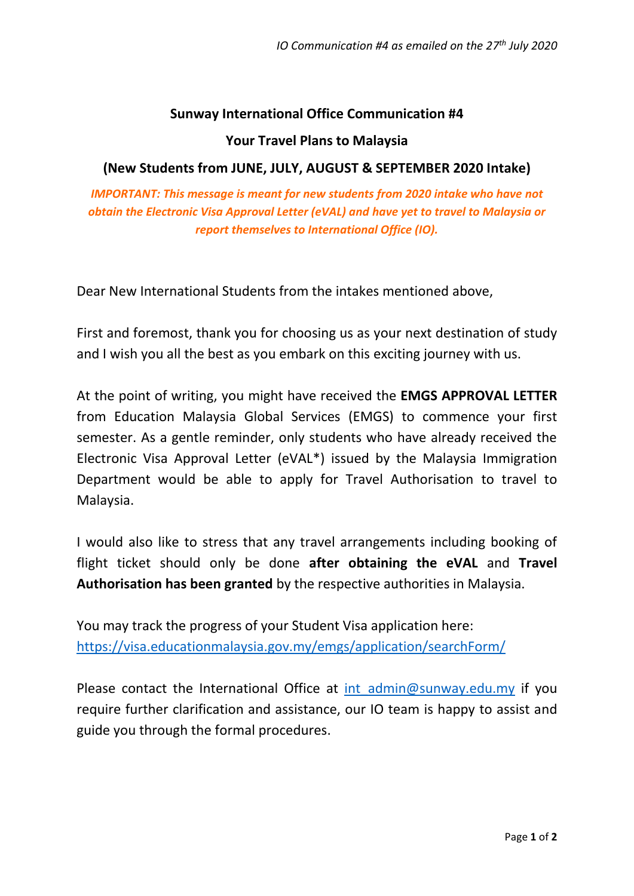*IO Communication #4 as emailed on the 27th July 2020*

**Sunway International Office Communication #4**

**Your Travel Plans to Malaysia**

**(New Students from JUNE, JULY, AUGUST & SEPTEMBER 2020 Intake)**

***IMPORTANT: This message is meant for new students from 2020 intake who have not obtain the Electronic Visa Approval Letter (eVAL) and have yet to travel to Malaysia or report themselves to International Office (IO).***

Dear New International Students from the intakes mentioned above,

First and foremost, thank you for choosing us as your next destination of study and I wish you all the best as you embark on this exciting journey with us.

At the point of writing, you might have received the **EMGS APPROVAL LETTER** from Education Malaysia Global Services (EMGS) to commence your first semester. As a gentle reminder, only students who have already received the Electronic Visa Approval Letter (eVAL*) issued by the Malaysia Immigration Department would be able to apply for Travel Authorisation to travel to Malaysia.

I would also like to stress that any travel arrangements including booking of flight ticket should only be done **after obtaining the eVAL** and **Travel Authorisation has been granted** by the respective authorities in Malaysia.

You may track the progress of your Student Visa application here:
https://visa.educationmalaysia.gov.my/emgs/application/searchForm/

Please contact the International Office at int_admin@sunway.edu.my if you require further clarification and assistance, our IO team is happy to assist and guide you through the formal procedures.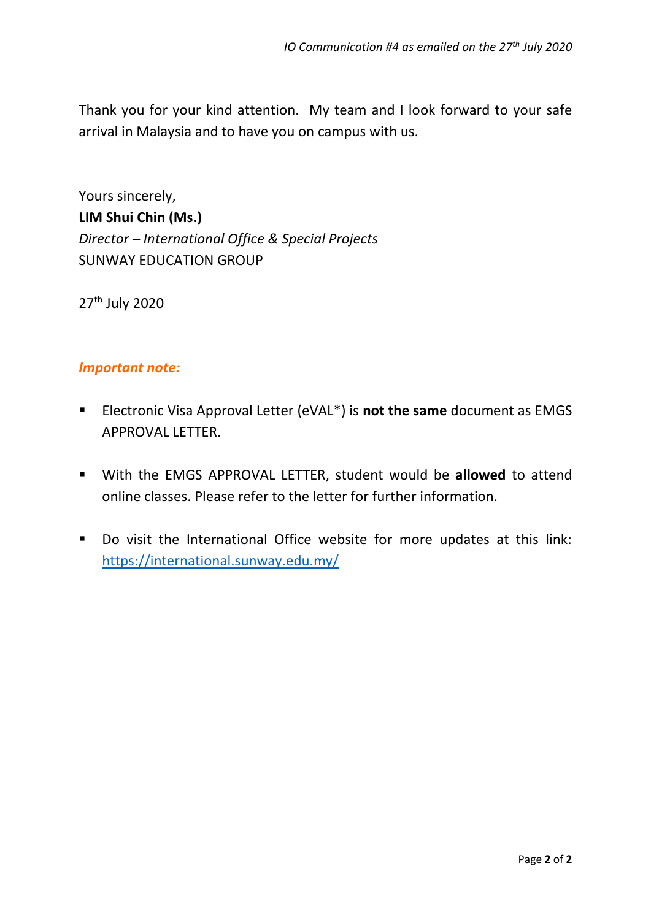Thank you for your kind attention. My team and I look forward to your safe arrival in Malaysia and to have you on campus with us.

Yours sincerely,
**LIM Shui Chin (Ms.)**
*Director – International Office & Special Projects*
SUNWAY EDUCATION GROUP

27th July 2020

***Important note:***

- Electronic Visa Approval Letter (eVAL*) is **not the same** document as EMGS APPROVAL LETTER.
- With the EMGS APPROVAL LETTER, student would be **allowed** to attend online classes. Please refer to the letter for further information.
- Do visit the International Office website for more updates at this link: https://international.sunway.edu.my/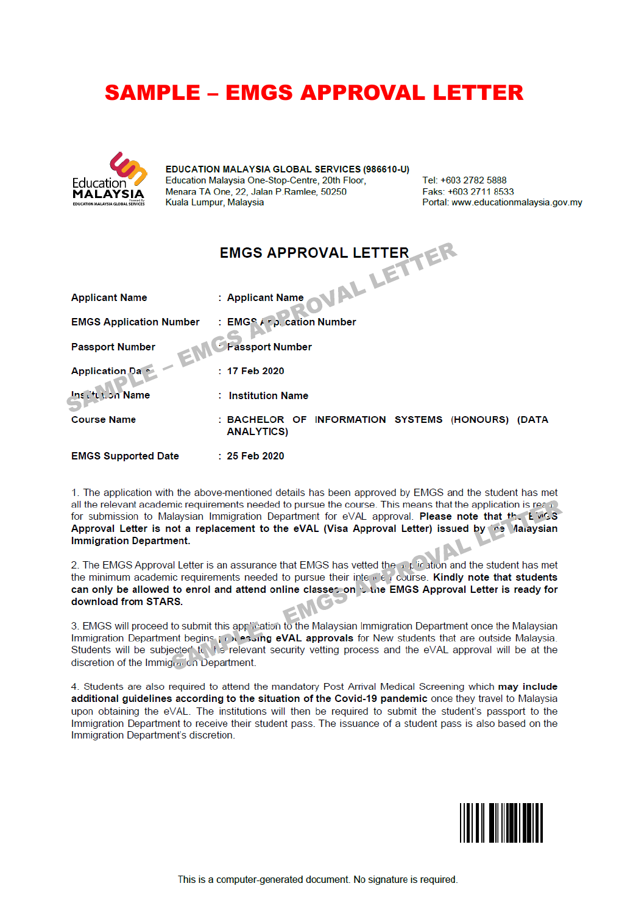# SAMPLE – EMGS APPROVAL LETTER

**EDUCATION MALAYSIA GLOBAL SERVICES (986610-U)**
Education Malaysia One-Stop-Centre, 20th Floor,
Menara TA One, 22, Jalan P.Ramlee, 50250
Kuala Lumpur, Malaysia

Tel: +603 2782 5888
Faks: +603 2711 8533
Portal: www.educationmalaysia.gov.my

## EMGS APPROVAL LETTER

| | |
|---|---|
| **Applicant Name** | : **Applicant Name** |
| **EMGS Application Number** | : **EMGS Application Number** |
| **Passport Number** | : **Passport Number** |
| **Application Date** | : **17 Feb 2020** |
| **Institution Name** | : **Institution Name** |
| **Course Name** | : **BACHELOR OF INFORMATION SYSTEMS (HONOURS) (DATA ANALYTICS)** |
| **EMGS Supported Date** | : **25 Feb 2020** |

1. The application with the above-mentioned details has been approved by EMGS and the student has met all the relevant academic requirements needed to pursue the course. This means that the application is ready for submission to Malaysian Immigration Department for eVAL approval. **Please note that the EMGS Approval Letter is not a replacement to the eVAL (Visa Approval Letter) issued by the Malaysian Immigration Department.**

2. The EMGS Approval Letter is an assurance that EMGS has vetted the application and the student has met the minimum academic requirements needed to pursue their intended course. **Kindly note that students can only be allowed to enrol and attend online classes once the EMGS Approval Letter is ready for download from STARS.**

3. EMGS will proceed to submit this application to the Malaysian Immigration Department once the Malaysian Immigration Department begins **processing eVAL approvals** for New students that are outside Malaysia. Students will be subjected to the relevant security vetting process and the eVAL approval will be at the discretion of the Immigration Department.

4. Students are also required to attend the mandatory Post Arrival Medical Screening which **may include additional guidelines according to the situation of the Covid-19 pandemic** once they travel to Malaysia upon obtaining the eVAL. The institutions will then be required to submit the student's passport to the Immigration Department to receive their student pass. The issuance of a student pass is also based on the Immigration Department's discretion.

This is a computer-generated document. No signature is required.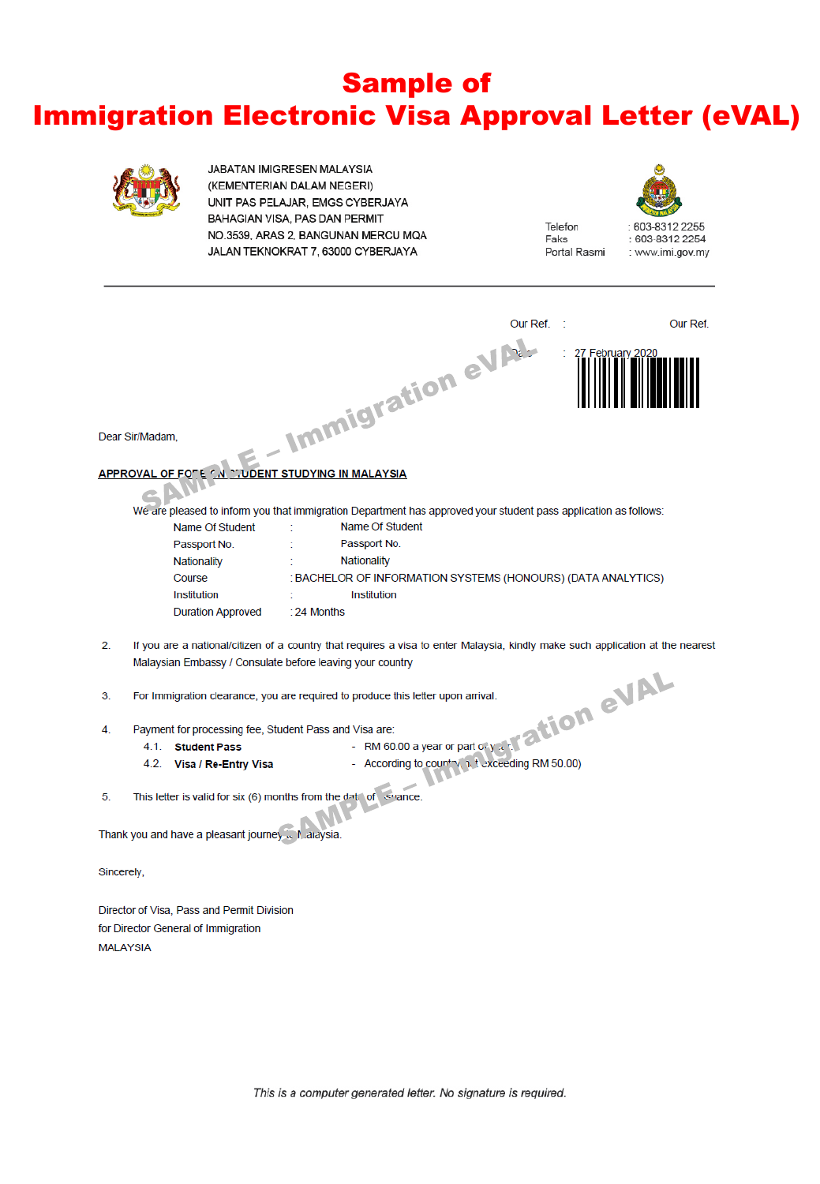# Sample of
# Immigration Electronic Visa Approval Letter (eVAL)

JABATAN IMIGRESEN MALAYSIA
(KEMENTERIAN DALAM NEGERI)
UNIT PAS PELAJAR, EMGS CYBERJAYA
BAHAGIAN VISA, PAS DAN PERMIT
NO.3539, ARAS 2, BANGUNAN MERCU MQA
JALAN TEKNOKRAT 7, 63000 CYBERJAYA

Telefon : 603-8312 2255
Faks : 603-8312 2254
Portal Rasmi : www.imi.gov.my

Our Ref. : Our Ref.

Date : 27 February 2020

Dear Sir/Madam,

**APPROVAL OF FOREIGN STUDENT STUDYING IN MALAYSIA**

We are pleased to inform you that immigration Department has approved your student pass application as follows:

| | | |
|---|---|---|
| Name Of Student | : | Name Of Student |
| Passport No. | : | Passport No. |
| Nationality | : | Nationality |
| Course | : | BACHELOR OF INFORMATION SYSTEMS (HONOURS) (DATA ANALYTICS) |
| Institution | : | Institution |
| Duration Approved | : | 24 Months |

2. If you are a national/citizen of a country that requires a visa to enter Malaysia, kindly make such application at the nearest Malaysian Embassy / Consulate before leaving your country

3. For Immigration clearance, you are required to produce this letter upon arrival.

4. Payment for processing fee, Student Pass and Visa are:
   - 4.1. **Student Pass** - RM 60.00 a year or part of year.
   - 4.2. **Visa / Re-Entry Visa** - According to country (not exceeding RM 50.00)

5. This letter is valid for six (6) months from the date of issuance.

Thank you and have a pleasant journey to Malaysia.

Sincerely,

Director of Visa, Pass and Permit Division
for Director General of Immigration
MALAYSIA

*This is a computer generated letter. No signature is required.*